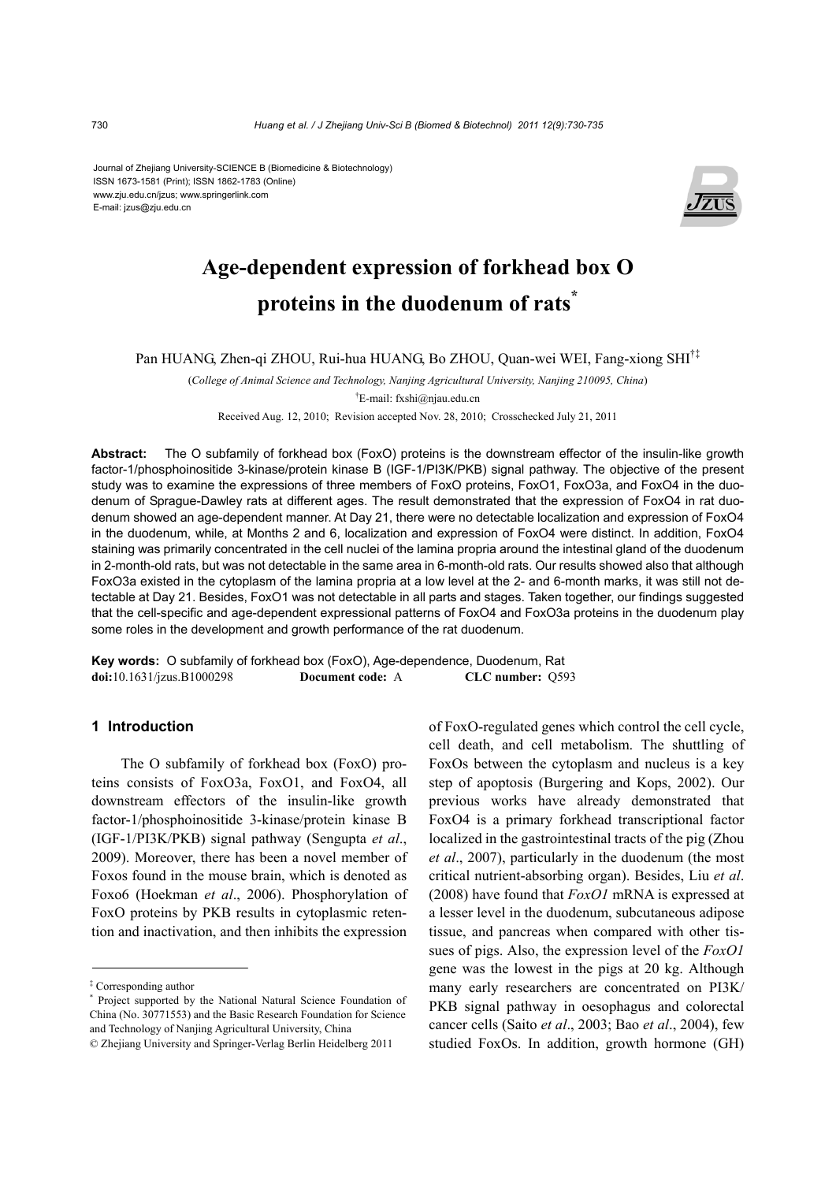Journal of Zhejiang University-SCIENCE B (Biomedicine & Biotechnology)
ISSN 1673-1581 (Print); ISSN 1862-1783 (Online)
www.zju.edu.cn/jzus; www.springerlink.com
E-mail: jzus@zju.edu.cn

# Age-dependent expression of forkhead box O proteins in the duodenum of rats*

Pan HUANG, Zhen-qi ZHOU, Rui-hua HUANG, Bo ZHOU, Quan-wei WEI, Fang-xiong SHI[†‡]

(*College of Animal Science and Technology, Nanjing Agricultural University, Nanjing 210095, China*)

[†]E-mail: fxshi@njau.edu.cn

Received Aug. 12, 2010; Revision accepted Nov. 28, 2010; Crosschecked July 21, 2011

**Abstract:** The O subfamily of forkhead box (FoxO) proteins is the downstream effector of the insulin-like growth factor-1/phosphoinositide 3-kinase/protein kinase B (IGF-1/PI3K/PKB) signal pathway. The objective of the present study was to examine the expressions of three members of FoxO proteins, FoxO1, FoxO3a, and FoxO4 in the duodenum of Sprague-Dawley rats at different ages. The result demonstrated that the expression of FoxO4 in rat duodenum showed an age-dependent manner. At Day 21, there were no detectable localization and expression of FoxO4 in the duodenum, while, at Months 2 and 6, localization and expression of FoxO4 were distinct. In addition, FoxO4 staining was primarily concentrated in the cell nuclei of the lamina propria around the intestinal gland of the duodenum in 2-month-old rats, but was not detectable in the same area in 6-month-old rats. Our results showed also that although FoxO3a existed in the cytoplasm of the lamina propria at a low level at the 2- and 6-month marks, it was still not detectable at Day 21. Besides, FoxO1 was not detectable in all parts and stages. Taken together, our findings suggested that the cell-specific and age-dependent expressional patterns of FoxO4 and FoxO3a proteins in the duodenum play some roles in the development and growth performance of the rat duodenum.

**Key words:** O subfamily of forkhead box (FoxO), Age-dependence, Duodenum, Rat
**doi:**10.1631/jzus.B1000298 **Document code:** A **CLC number:** Q593

## 1 Introduction

The O subfamily of forkhead box (FoxO) proteins consists of FoxO3a, FoxO1, and FoxO4, all downstream effectors of the insulin-like growth factor-1/phosphoinositide 3-kinase/protein kinase B (IGF-1/PI3K/PKB) signal pathway (Sengupta *et al*., 2009). Moreover, there has been a novel member of Foxos found in the mouse brain, which is denoted as Foxo6 (Hoekman *et al*., 2006). Phosphorylation of FoxO proteins by PKB results in cytoplasmic retention and inactivation, and then inhibits the expression of FoxO-regulated genes which control the cell cycle, cell death, and cell metabolism. The shuttling of FoxOs between the cytoplasm and nucleus is a key step of apoptosis (Burgering and Kops, 2002). Our previous works have already demonstrated that FoxO4 is a primary forkhead transcriptional factor localized in the gastrointestinal tracts of the pig (Zhou *et al*., 2007), particularly in the duodenum (the most critical nutrient-absorbing organ). Besides, Liu *et al*. (2008) have found that *FoxO1* mRNA is expressed at a lesser level in the duodenum, subcutaneous adipose tissue, and pancreas when compared with other tissues of pigs. Also, the expression level of the *FoxO1* gene was the lowest in the pigs at 20 kg. Although many early researchers are concentrated on PI3K/PKB signal pathway in oesophagus and colorectal cancer cells (Saito *et al*., 2003; Bao *et al*., 2004), few studied FoxOs. In addition, growth hormone (GH)

---

[‡] Corresponding author

[*] Project supported by the National Natural Science Foundation of China (No. 30771553) and the Basic Research Foundation for Science and Technology of Nanjing Agricultural University, China

© Zhejiang University and Springer-Verlag Berlin Heidelberg 2011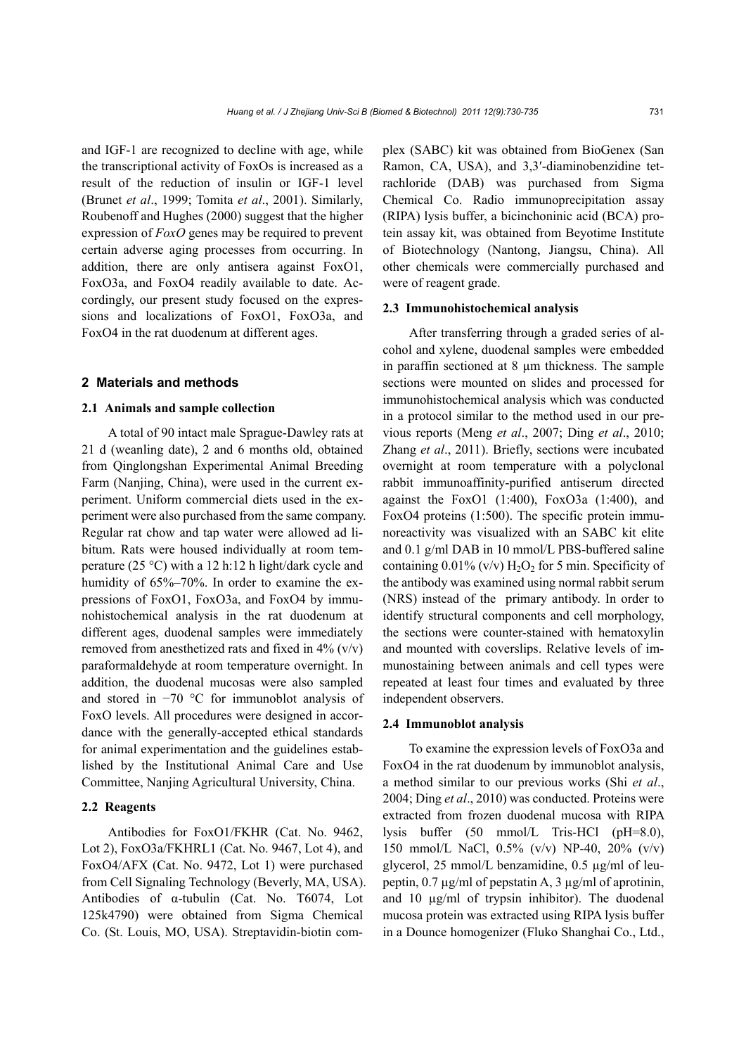and IGF-1 are recognized to decline with age, while the transcriptional activity of FoxOs is increased as a result of the reduction of insulin or IGF-1 level (Brunet *et al*., 1999; Tomita *et al*., 2001). Similarly, Roubenoff and Hughes (2000) suggest that the higher expression of *FoxO* genes may be required to prevent certain adverse aging processes from occurring. In addition, there are only antisera against FoxO1, FoxO3a, and FoxO4 readily available to date. Accordingly, our present study focused on the expressions and localizations of FoxO1, FoxO3a, and FoxO4 in the rat duodenum at different ages.

## 2 Materials and methods

### 2.1 Animals and sample collection

A total of 90 intact male Sprague-Dawley rats at 21 d (weanling date), 2 and 6 months old, obtained from Qinglongshan Experimental Animal Breeding Farm (Nanjing, China), were used in the current experiment. Uniform commercial diets used in the experiment were also purchased from the same company. Regular rat chow and tap water were allowed ad libitum. Rats were housed individually at room temperature (25 °C) with a 12 h:12 h light/dark cycle and humidity of 65%–70%. In order to examine the expressions of FoxO1, FoxO3a, and FoxO4 by immunohistochemical analysis in the rat duodenum at different ages, duodenal samples were immediately removed from anesthetized rats and fixed in 4% (v/v) paraformaldehyde at room temperature overnight. In addition, the duodenal mucosas were also sampled and stored in −70 °C for immunoblot analysis of FoxO levels. All procedures were designed in accordance with the generally-accepted ethical standards for animal experimentation and the guidelines established by the Institutional Animal Care and Use Committee, Nanjing Agricultural University, China.

### 2.2 Reagents

Antibodies for FoxO1/FKHR (Cat. No. 9462, Lot 2), FoxO3a/FKHRL1 (Cat. No. 9467, Lot 4), and FoxO4/AFX (Cat. No. 9472, Lot 1) were purchased from Cell Signaling Technology (Beverly, MA, USA). Antibodies of α-tubulin (Cat. No. T6074, Lot 125k4790) were obtained from Sigma Chemical Co. (St. Louis, MO, USA). Streptavidin-biotin complex (SABC) kit was obtained from BioGenex (San Ramon, CA, USA), and 3,3′-diaminobenzidine tetrachloride (DAB) was purchased from Sigma Chemical Co. Radio immunoprecipitation assay (RIPA) lysis buffer, a bicinchoninic acid (BCA) protein assay kit, was obtained from Beyotime Institute of Biotechnology (Nantong, Jiangsu, China). All other chemicals were commercially purchased and were of reagent grade.

### 2.3 Immunohistochemical analysis

After transferring through a graded series of alcohol and xylene, duodenal samples were embedded in paraffin sectioned at 8 μm thickness. The sample sections were mounted on slides and processed for immunohistochemical analysis which was conducted in a protocol similar to the method used in our previous reports (Meng *et al*., 2007; Ding *et al*., 2010; Zhang *et al*., 2011). Briefly, sections were incubated overnight at room temperature with a polyclonal rabbit immunoaffinity-purified antiserum directed against the FoxO1 (1:400), FoxO3a (1:400), and FoxO4 proteins (1:500). The specific protein immunoreactivity was visualized with an SABC kit elite and 0.1 g/ml DAB in 10 mmol/L PBS-buffered saline containing 0.01% (v/v) $H_2O_2$ for 5 min. Specificity of the antibody was examined using normal rabbit serum (NRS) instead of the primary antibody. In order to identify structural components and cell morphology, the sections were counter-stained with hematoxylin and mounted with coverslips. Relative levels of immunostaining between animals and cell types were repeated at least four times and evaluated by three independent observers.

### 2.4 Immunoblot analysis

To examine the expression levels of FoxO3a and FoxO4 in the rat duodenum by immunoblot analysis, a method similar to our previous works (Shi *et al*., 2004; Ding *et al*., 2010) was conducted. Proteins were extracted from frozen duodenal mucosa with RIPA lysis buffer (50 mmol/L Tris-HCl (pH=8.0), 150 mmol/L NaCl, 0.5% (v/v) NP-40, 20% (v/v) glycerol, 25 mmol/L benzamidine, 0.5 μg/ml of leupeptin, 0.7 μg/ml of pepstatin A, 3 μg/ml of aprotinin, and 10 μg/ml of trypsin inhibitor). The duodenal mucosa protein was extracted using RIPA lysis buffer in a Dounce homogenizer (Fluko Shanghai Co., Ltd.,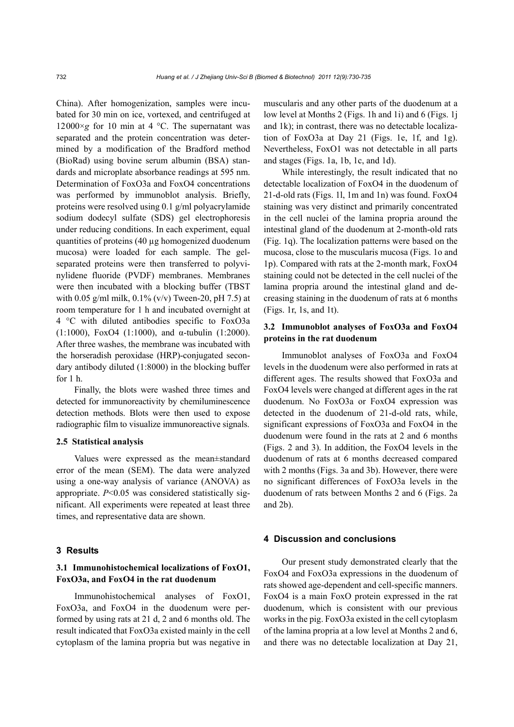China). After homogenization, samples were incubated for 30 min on ice, vortexed, and centrifuged at 12000×*g* for 10 min at 4 °C. The supernatant was separated and the protein concentration was determined by a modification of the Bradford method (BioRad) using bovine serum albumin (BSA) standards and microplate absorbance readings at 595 nm. Determination of FoxO3a and FoxO4 concentrations was performed by immunoblot analysis. Briefly, proteins were resolved using 0.1 g/ml polyacrylamide sodium dodecyl sulfate (SDS) gel electrophoresis under reducing conditions. In each experiment, equal quantities of proteins (40 µg homogenized duodenum mucosa) were loaded for each sample. The gel-separated proteins were then transferred to polyvinylidene fluoride (PVDF) membranes. Membranes were then incubated with a blocking buffer (TBST with 0.05 g/ml milk, 0.1% (v/v) Tween-20, pH 7.5) at room temperature for 1 h and incubated overnight at 4 °C with diluted antibodies specific to FoxO3a (1:1000), FoxO4 (1:1000), and α-tubulin (1:2000). After three washes, the membrane was incubated with the horseradish peroxidase (HRP)-conjugated secondary antibody diluted (1:8000) in the blocking buffer for 1 h.

Finally, the blots were washed three times and detected for immunoreactivity by chemiluminescence detection methods. Blots were then used to expose radiographic film to visualize immunoreactive signals.

### 2.5 Statistical analysis

Values were expressed as the mean±standard error of the mean (SEM). The data were analyzed using a one-way analysis of variance (ANOVA) as appropriate. $P<0.05$ was considered statistically significant. All experiments were repeated at least three times, and representative data are shown.

## 3 Results

### 3.1 Immunohistochemical localizations of FoxO1, FoxO3a, and FoxO4 in the rat duodenum

Immunohistochemical analyses of FoxO1, FoxO3a, and FoxO4 in the duodenum were performed by using rats at 21 d, 2 and 6 months old. The result indicated that FoxO3a existed mainly in the cell cytoplasm of the lamina propria but was negative in muscularis and any other parts of the duodenum at a low level at Months 2 (Figs. 1h and 1i) and 6 (Figs. 1j and 1k); in contrast, there was no detectable localization of FoxO3a at Day 21 (Figs. 1e, 1f, and 1g). Nevertheless, FoxO1 was not detectable in all parts and stages (Figs. 1a, 1b, 1c, and 1d).

While interestingly, the result indicated that no detectable localization of FoxO4 in the duodenum of 21-d-old rats (Figs. 1l, 1m and 1n) was found. FoxO4 staining was very distinct and primarily concentrated in the cell nuclei of the lamina propria around the intestinal gland of the duodenum at 2-month-old rats (Fig. 1q). The localization patterns were based on the mucosa, close to the muscularis mucosa (Figs. 1o and 1p). Compared with rats at the 2-month mark, FoxO4 staining could not be detected in the cell nuclei of the lamina propria around the intestinal gland and decreasing staining in the duodenum of rats at 6 months (Figs. 1r, 1s, and 1t).

### 3.2 Immunoblot analyses of FoxO3a and FoxO4 proteins in the rat duodenum

Immunoblot analyses of FoxO3a and FoxO4 levels in the duodenum were also performed in rats at different ages. The results showed that FoxO3a and FoxO4 levels were changed at different ages in the rat duodenum. No FoxO3a or FoxO4 expression was detected in the duodenum of 21-d-old rats, while, significant expressions of FoxO3a and FoxO4 in the duodenum were found in the rats at 2 and 6 months (Figs. 2 and 3). In addition, the FoxO4 levels in the duodenum of rats at 6 months decreased compared with 2 months (Figs. 3a and 3b). However, there were no significant differences of FoxO3a levels in the duodenum of rats between Months 2 and 6 (Figs. 2a and 2b).

## 4 Discussion and conclusions

Our present study demonstrated clearly that the FoxO4 and FoxO3a expressions in the duodenum of rats showed age-dependent and cell-specific manners. FoxO4 is a main FoxO protein expressed in the rat duodenum, which is consistent with our previous works in the pig. FoxO3a existed in the cell cytoplasm of the lamina propria at a low level at Months 2 and 6, and there was no detectable localization at Day 21,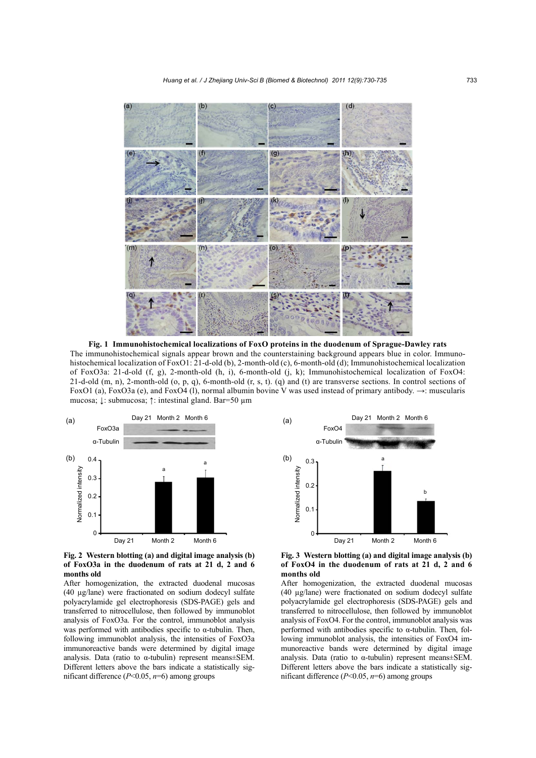**Fig. 1 Immunohistochemical localizations of FoxO proteins in the duodenum of Sprague-Dawley rats**

The immunohistochemical signals appear brown and the counterstaining background appears blue in color. Immunohistochemical localization of FoxO1: 21-d-old (b), 2-month-old (c), 6-month-old (d); Immunohistochemical localization of FoxO3a: 21-d-old (f, g), 2-month-old (h, i), 6-month-old (j, k); Immunohistochemical localization of FoxO4: 21-d-old (m, n), 2-month-old (o, p, q), 6-month-old (r, s, t). (q) and (t) are transverse sections. In control sections of FoxO1 (a), FoxO3a (e), and FoxO4 (l), normal albumin bovine V was used instead of primary antibody. →: muscularis mucosa; ↓: submucosa; ↑: intestinal gland. Bar=50 μm

**Fig. 2 Western blotting (a) and digital image analysis (b) of FoxO3a in the duodenum of rats at 21 d, 2 and 6 months old**

After homogenization, the extracted duodenal mucosas (40 μg/lane) were fractionated on sodium dodecyl sulfate polyacrylamide gel electrophoresis (SDS-PAGE) gels and transferred to nitrocellulose, then followed by immunoblot analysis of FoxO3a. For the control, immunoblot analysis was performed with antibodies specific to α-tubulin. Then, following immunoblot analysis, the intensities of FoxO3a immunoreactive bands were determined by digital image analysis. Data (ratio to α-tubulin) represent means±SEM. Different letters above the bars indicate a statistically significant difference ($P<0.05$, $n=6$) among groups

**Fig. 3 Western blotting (a) and digital image analysis (b) of FoxO4 in the duodenum of rats at 21 d, 2 and 6 months old**

After homogenization, the extracted duodenal mucosas (40 μg/lane) were fractionated on sodium dodecyl sulfate polyacrylamide gel electrophoresis (SDS-PAGE) gels and transferred to nitrocellulose, then followed by immunoblot analysis of FoxO4. For the control, immunoblot analysis was performed with antibodies specific to α-tubulin. Then, following immunoblot analysis, the intensities of FoxO4 immunoreactive bands were determined by digital image analysis. Data (ratio to α-tubulin) represent means±SEM. Different letters above the bars indicate a statistically significant difference ($P<0.05$, $n=6$) among groups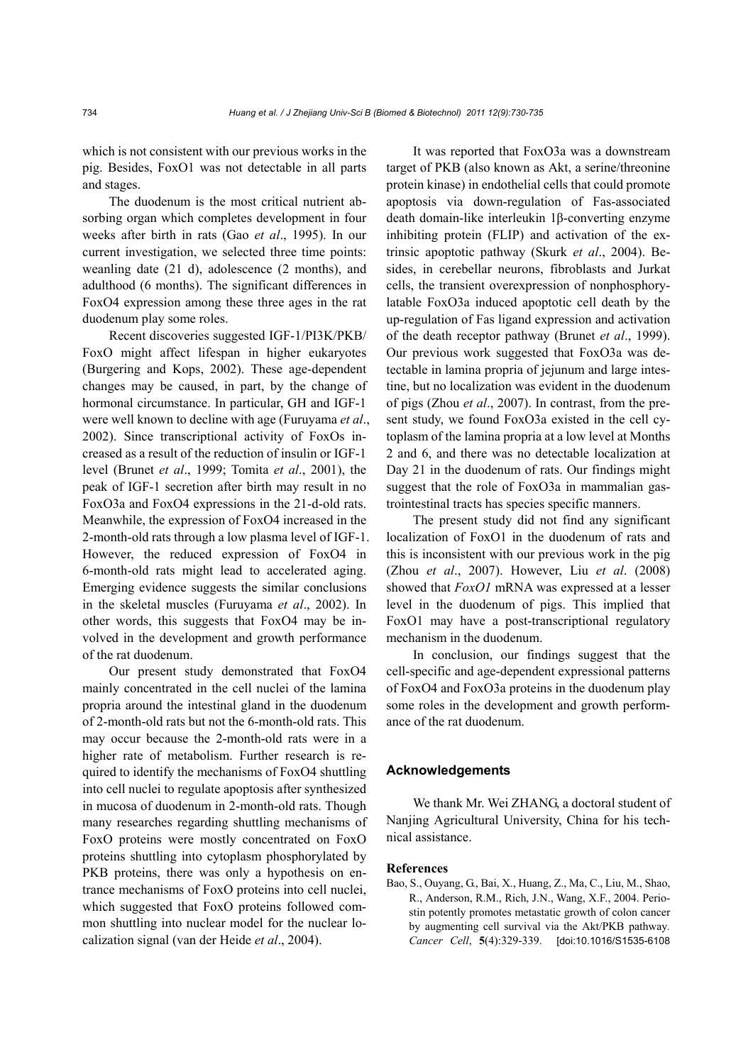which is not consistent with our previous works in the pig. Besides, FoxO1 was not detectable in all parts and stages.

The duodenum is the most critical nutrient absorbing organ which completes development in four weeks after birth in rats (Gao *et al*., 1995). In our current investigation, we selected three time points: weanling date (21 d), adolescence (2 months), and adulthood (6 months). The significant differences in FoxO4 expression among these three ages in the rat duodenum play some roles.

Recent discoveries suggested IGF-1/PI3K/PKB/FoxO might affect lifespan in higher eukaryotes (Burgering and Kops, 2002). These age-dependent changes may be caused, in part, by the change of hormonal circumstance. In particular, GH and IGF-1 were well known to decline with age (Furuyama *et al*., 2002). Since transcriptional activity of FoxOs increased as a result of the reduction of insulin or IGF-1 level (Brunet *et al*., 1999; Tomita *et al*., 2001), the peak of IGF-1 secretion after birth may result in no FoxO3a and FoxO4 expressions in the 21-d-old rats. Meanwhile, the expression of FoxO4 increased in the 2-month-old rats through a low plasma level of IGF-1. However, the reduced expression of FoxO4 in 6-month-old rats might lead to accelerated aging. Emerging evidence suggests the similar conclusions in the skeletal muscles (Furuyama *et al*., 2002). In other words, this suggests that FoxO4 may be involved in the development and growth performance of the rat duodenum.

Our present study demonstrated that FoxO4 mainly concentrated in the cell nuclei of the lamina propria around the intestinal gland in the duodenum of 2-month-old rats but not the 6-month-old rats. This may occur because the 2-month-old rats were in a higher rate of metabolism. Further research is required to identify the mechanisms of FoxO4 shuttling into cell nuclei to regulate apoptosis after synthesized in mucosa of duodenum in 2-month-old rats. Though many researches regarding shuttling mechanisms of FoxO proteins were mostly concentrated on FoxO proteins shuttling into cytoplasm phosphorylated by PKB proteins, there was only a hypothesis on entrance mechanisms of FoxO proteins into cell nuclei, which suggested that FoxO proteins followed common shuttling into nuclear model for the nuclear localization signal (van der Heide *et al*., 2004).

It was reported that FoxO3a was a downstream target of PKB (also known as Akt, a serine/threonine protein kinase) in endothelial cells that could promote apoptosis via down-regulation of Fas-associated death domain-like interleukin 1β-converting enzyme inhibiting protein (FLIP) and activation of the extrinsic apoptotic pathway (Skurk *et al*., 2004). Besides, in cerebellar neurons, fibroblasts and Jurkat cells, the transient overexpression of nonphosphorylatable FoxO3a induced apoptotic cell death by the up-regulation of Fas ligand expression and activation of the death receptor pathway (Brunet *et al*., 1999). Our previous work suggested that FoxO3a was detectable in lamina propria of jejunum and large intestine, but no localization was evident in the duodenum of pigs (Zhou *et al*., 2007). In contrast, from the present study, we found FoxO3a existed in the cell cytoplasm of the lamina propria at a low level at Months 2 and 6, and there was no detectable localization at Day 21 in the duodenum of rats. Our findings might suggest that the role of FoxO3a in mammalian gastrointestinal tracts has species specific manners.

The present study did not find any significant localization of FoxO1 in the duodenum of rats and this is inconsistent with our previous work in the pig (Zhou *et al*., 2007). However, Liu *et al*. (2008) showed that *FoxO1* mRNA was expressed at a lesser level in the duodenum of pigs. This implied that FoxO1 may have a post-transcriptional regulatory mechanism in the duodenum.

In conclusion, our findings suggest that the cell-specific and age-dependent expressional patterns of FoxO4 and FoxO3a proteins in the duodenum play some roles in the development and growth performance of the rat duodenum.

## Acknowledgements

We thank Mr. Wei ZHANG, a doctoral student of Nanjing Agricultural University, China for his technical assistance.

## References

Bao, S., Ouyang, G., Bai, X., Huang, Z., Ma, C., Liu, M., Shao, R., Anderson, R.M., Rich, J.N., Wang, X.F., 2004. Periostin potently promotes metastatic growth of colon cancer by augmenting cell survival via the Akt/PKB pathway. *Cancer Cell*, **5**(4):329-339. [doi:10.1016/S1535-6108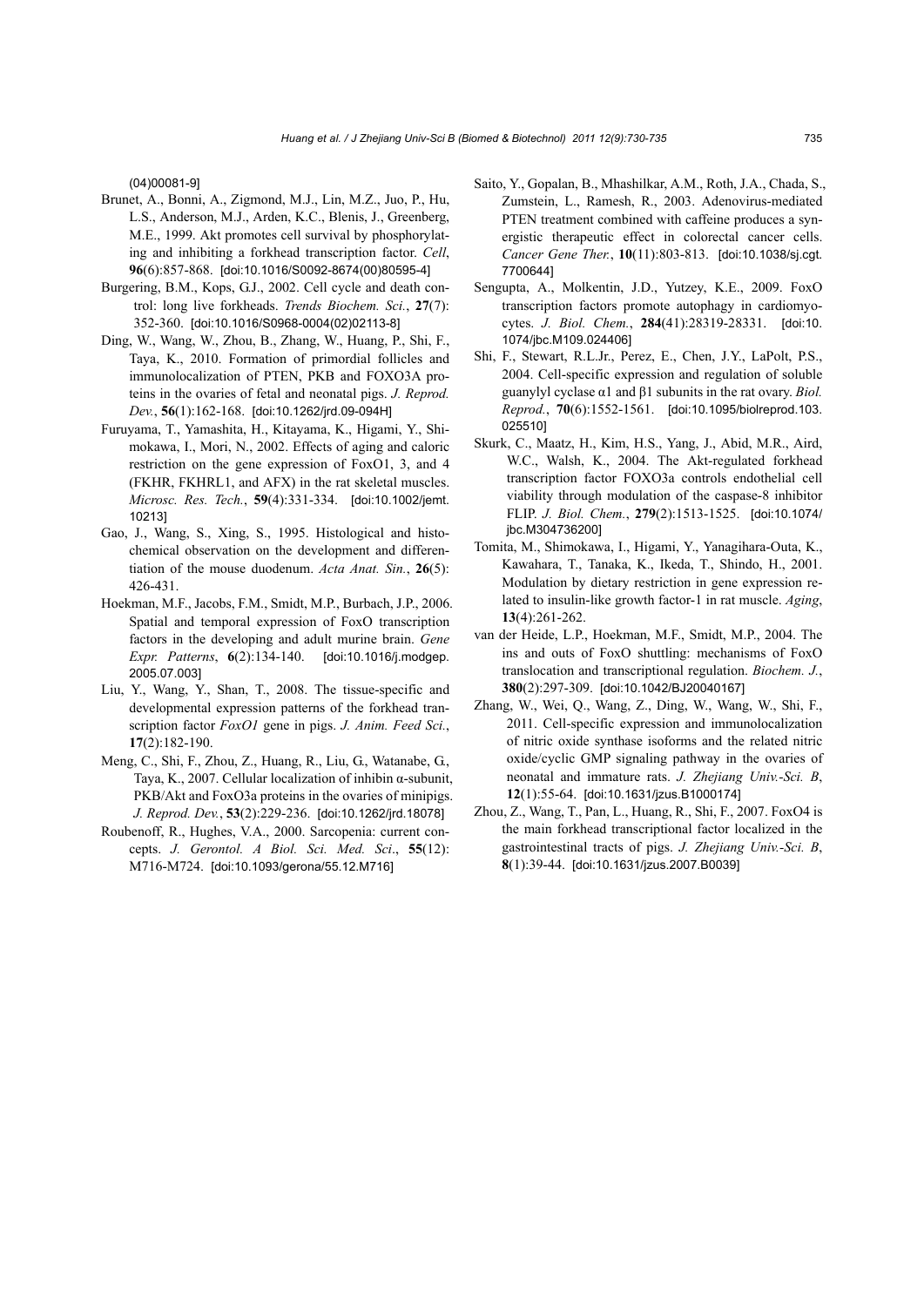(04)00081-9]

Brunet, A., Bonni, A., Zigmond, M.J., Lin, M.Z., Juo, P., Hu, L.S., Anderson, M.J., Arden, K.C., Blenis, J., Greenberg, M.E., 1999. Akt promotes cell survival by phosphorylating and inhibiting a forkhead transcription factor. *Cell*, **96**(6):857-868. [doi:10.1016/S0092-8674(00)80595-4]

Burgering, B.M., Kops, G.J., 2002. Cell cycle and death control: long live forkheads. *Trends Biochem. Sci.*, **27**(7): 352-360. [doi:10.1016/S0968-0004(02)02113-8]

Ding, W., Wang, W., Zhou, B., Zhang, W., Huang, P., Shi, F., Taya, K., 2010. Formation of primordial follicles and immunolocalization of PTEN, PKB and FOXO3A proteins in the ovaries of fetal and neonatal pigs. *J. Reprod. Dev.*, **56**(1):162-168. [doi:10.1262/jrd.09-094H]

Furuyama, T., Yamashita, H., Kitayama, K., Higami, Y., Shimokawa, I., Mori, N., 2002. Effects of aging and caloric restriction on the gene expression of FoxO1, 3, and 4 (FKHR, FKHRL1, and AFX) in the rat skeletal muscles. *Microsc. Res. Tech.*, **59**(4):331-334. [doi:10.1002/jemt.10213]

Gao, J., Wang, S., Xing, S., 1995. Histological and histochemical observation on the development and differentiation of the mouse duodenum. *Acta Anat. Sin.*, **26**(5): 426-431.

Hoekman, M.F., Jacobs, F.M., Smidt, M.P., Burbach, J.P., 2006. Spatial and temporal expression of FoxO transcription factors in the developing and adult murine brain. *Gene Expr. Patterns*, **6**(2):134-140. [doi:10.1016/j.modgep.2005.07.003]

Liu, Y., Wang, Y., Shan, T., 2008. The tissue-specific and developmental expression patterns of the forkhead transcription factor *FoxO1* gene in pigs. *J. Anim. Feed Sci.*, **17**(2):182-190.

Meng, C., Shi, F., Zhou, Z., Huang, R., Liu, G., Watanabe, G., Taya, K., 2007. Cellular localization of inhibin α-subunit, PKB/Akt and FoxO3a proteins in the ovaries of minipigs. *J. Reprod. Dev.*, **53**(2):229-236. [doi:10.1262/jrd.18078]

Roubenoff, R., Hughes, V.A., 2000. Sarcopenia: current concepts. *J. Gerontol. A Biol. Sci. Med. Sci*., **55**(12): M716-M724. [doi:10.1093/gerona/55.12.M716]

Saito, Y., Gopalan, B., Mhashilkar, A.M., Roth, J.A., Chada, S., Zumstein, L., Ramesh, R., 2003. Adenovirus-mediated PTEN treatment combined with caffeine produces a synergistic therapeutic effect in colorectal cancer cells. *Cancer Gene Ther.*, **10**(11):803-813. [doi:10.1038/sj.cgt.7700644]

Sengupta, A., Molkentin, J.D., Yutzey, K.E., 2009. FoxO transcription factors promote autophagy in cardiomyocytes. *J. Biol. Chem.*, **284**(41):28319-28331. [doi:10.1074/jbc.M109.024406]

Shi, F., Stewart, R.L.Jr., Perez, E., Chen, J.Y., LaPolt, P.S., 2004. Cell-specific expression and regulation of soluble guanylyl cyclase α1 and β1 subunits in the rat ovary. *Biol. Reprod.*, **70**(6):1552-1561. [doi:10.1095/biolreprod.103.025510]

Skurk, C., Maatz, H., Kim, H.S., Yang, J., Abid, M.R., Aird, W.C., Walsh, K., 2004. The Akt-regulated forkhead transcription factor FOXO3a controls endothelial cell viability through modulation of the caspase-8 inhibitor FLIP. *J. Biol. Chem.*, **279**(2):1513-1525. [doi:10.1074/jbc.M304736200]

Tomita, M., Shimokawa, I., Higami, Y., Yanagihara-Outa, K., Kawahara, T., Tanaka, K., Ikeda, T., Shindo, H., 2001. Modulation by dietary restriction in gene expression related to insulin-like growth factor-1 in rat muscle. *Aging*, **13**(4):261-262.

van der Heide, L.P., Hoekman, M.F., Smidt, M.P., 2004. The ins and outs of FoxO shuttling: mechanisms of FoxO translocation and transcriptional regulation. *Biochem. J.*, **380**(2):297-309. [doi:10.1042/BJ20040167]

Zhang, W., Wei, Q., Wang, Z., Ding, W., Wang, W., Shi, F., 2011. Cell-specific expression and immunolocalization of nitric oxide synthase isoforms and the related nitric oxide/cyclic GMP signaling pathway in the ovaries of neonatal and immature rats. *J. Zhejiang Univ.-Sci. B*, **12**(1):55-64. [doi:10.1631/jzus.B1000174]

Zhou, Z., Wang, T., Pan, L., Huang, R., Shi, F., 2007. FoxO4 is the main forkhead transcriptional factor localized in the gastrointestinal tracts of pigs. *J. Zhejiang Univ.-Sci. B*, **8**(1):39-44. [doi:10.1631/jzus.2007.B0039]